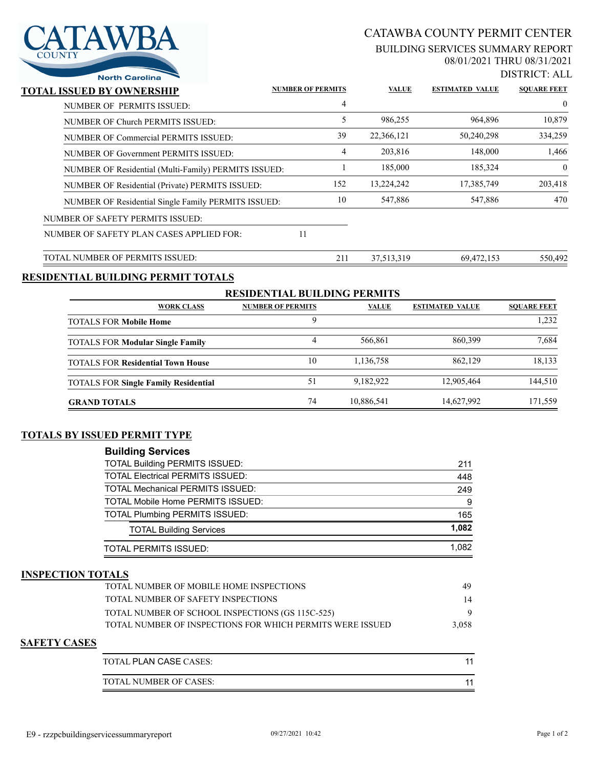# CATAWBA COUNTY PERMIT CENTER

BUILDING SERVICES SUMMARY REPORT

08/01/2021 THRU 08/31/2021

DISTRICT: ALL

## TOTAL ISSUED BY OWNERSHIP

| | NUMBER OF PERMITS | VALUE | ESTIMATED VALUE | SQUARE FEET |
|---|---|---|---|---|
| NUMBER OF PERMITS ISSUED: | 4 | | | 0 |
| NUMBER OF Church PERMITS ISSUED: | 5 | 986,255 | 964,896 | 10,879 |
| NUMBER OF Commercial PERMITS ISSUED: | 39 | 22,366,121 | 50,240,298 | 334,259 |
| NUMBER OF Government PERMITS ISSUED: | 4 | 203,816 | 148,000 | 1,466 |
| NUMBER OF Residential (Multi-Family) PERMITS ISSUED: | 1 | 185,000 | 185,324 | 0 |
| NUMBER OF Residential (Private) PERMITS ISSUED: | 152 | 13,224,242 | 17,385,749 | 203,418 |
| NUMBER OF Residential Single Family PERMITS ISSUED: | 10 | 547,886 | 547,886 | 470 |
| NUMBER OF SAFETY PERMITS ISSUED: | | | | |
| NUMBER OF SAFETY PLAN CASES APPLIED FOR: 11 | | | | |
| TOTAL NUMBER OF PERMITS ISSUED: | 211 | 37,513,319 | 69,472,153 | 550,492 |

## RESIDENTIAL BUILDING PERMIT TOTALS

### RESIDENTIAL BUILDING PERMITS

| WORK CLASS | NUMBER OF PERMITS | VALUE | ESTIMATED VALUE | SQUARE FEET |
|---|---|---|---|---|
| TOTALS FOR **Mobile Home** | 9 | | | 1,232 |
| TOTALS FOR **Modular Single Family** | 4 | 566,861 | 860,399 | 7,684 |
| TOTALS FOR **Residential Town House** | 10 | 1,136,758 | 862,129 | 18,133 |
| TOTALS FOR **Single Family Residential** | 51 | 9,182,922 | 12,905,464 | 144,510 |
| **GRAND TOTALS** | 74 | 10,886,541 | 14,627,992 | 171,559 |

## TOTALS BY ISSUED PERMIT TYPE

### Building Services

| | |
|---|---|
| TOTAL Building PERMITS ISSUED: | 211 |
| TOTAL Electrical PERMITS ISSUED: | 448 |
| TOTAL Mechanical PERMITS ISSUED: | 249 |
| TOTAL Mobile Home PERMITS ISSUED: | 9 |
| TOTAL Plumbing PERMITS ISSUED: | 165 |
| TOTAL Building Services | **1,082** |
| TOTAL PERMITS ISSUED: | 1,082 |

## INSPECTION TOTALS

| | |
|---|---|
| TOTAL NUMBER OF MOBILE HOME INSPECTIONS | 49 |
| TOTAL NUMBER OF SAFETY INSPECTIONS | 14 |
| TOTAL NUMBER OF SCHOOL INSPECTIONS (GS 115C-525) | 9 |
| TOTAL NUMBER OF INSPECTIONS FOR WHICH PERMITS WERE ISSUED | 3,058 |

## SAFETY CASES

| | |
|---|---|
| TOTAL PLAN CASE CASES: | 11 |
| TOTAL NUMBER OF CASES: | 11 |

E9 - rzzpcbuildingservicessummaryreport 09/27/2021 10:42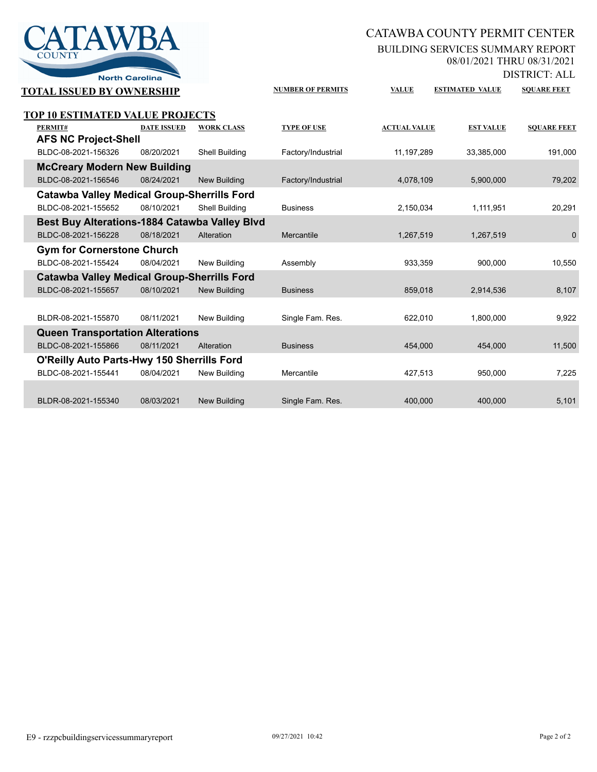CATAWBA COUNTY PERMIT CENTER

BUILDING SERVICES SUMMARY REPORT

08/01/2021 THRU 08/31/2021

DISTRICT: ALL

## TOTAL ISSUED BY OWNERSHIP

| | NUMBER OF PERMITS | VALUE | ESTIMATED VALUE | SQUARE FEET |
|---|---|---|---|---|

## TOP 10 ESTIMATED VALUE PROJECTS

| PERMIT# | DATE ISSUED | WORK CLASS | TYPE OF USE | ACTUAL VALUE | EST VALUE | SQUARE FEET |
|---|---|---|---|---|---|---|
| **AFS NC Project-Shell** | | | | | | |
| BLDC-08-2021-156326 | 08/20/2021 | Shell Building | Factory/Industrial | 11,197,289 | 33,385,000 | 191,000 |
| **McCreary Modern New Building** | | | | | | |
| BLDC-08-2021-156546 | 08/24/2021 | New Building | Factory/Industrial | 4,078,109 | 5,900,000 | 79,202 |
| **Catawba Valley Medical Group-Sherrills Ford** | | | | | | |
| BLDC-08-2021-155652 | 08/10/2021 | Shell Building | Business | 2,150,034 | 1,111,951 | 20,291 |
| **Best Buy Alterations-1884 Catawba Valley Blvd** | | | | | | |
| BLDC-08-2021-156228 | 08/18/2021 | Alteration | Mercantile | 1,267,519 | 1,267,519 | 0 |
| **Gym for Cornerstone Church** | | | | | | |
| BLDC-08-2021-155424 | 08/04/2021 | New Building | Assembly | 933,359 | 900,000 | 10,550 |
| **Catawba Valley Medical Group-Sherrills Ford** | | | | | | |
| BLDC-08-2021-155657 | 08/10/2021 | New Building | Business | 859,018 | 2,914,536 | 8,107 |
| BLDR-08-2021-155870 | 08/11/2021 | New Building | Single Fam. Res. | 622,010 | 1,800,000 | 9,922 |
| **Queen Transportation Alterations** | | | | | | |
| BLDC-08-2021-155866 | 08/11/2021 | Alteration | Business | 454,000 | 454,000 | 11,500 |
| **O'Reilly Auto Parts-Hwy 150 Sherrills Ford** | | | | | | |
| BLDC-08-2021-155441 | 08/04/2021 | New Building | Mercantile | 427,513 | 950,000 | 7,225 |
| BLDR-08-2021-155340 | 08/03/2021 | New Building | Single Fam. Res. | 400,000 | 400,000 | 5,101 |

E9 - rzzpcbuildingservicessummaryreport

09/27/2021 10:42